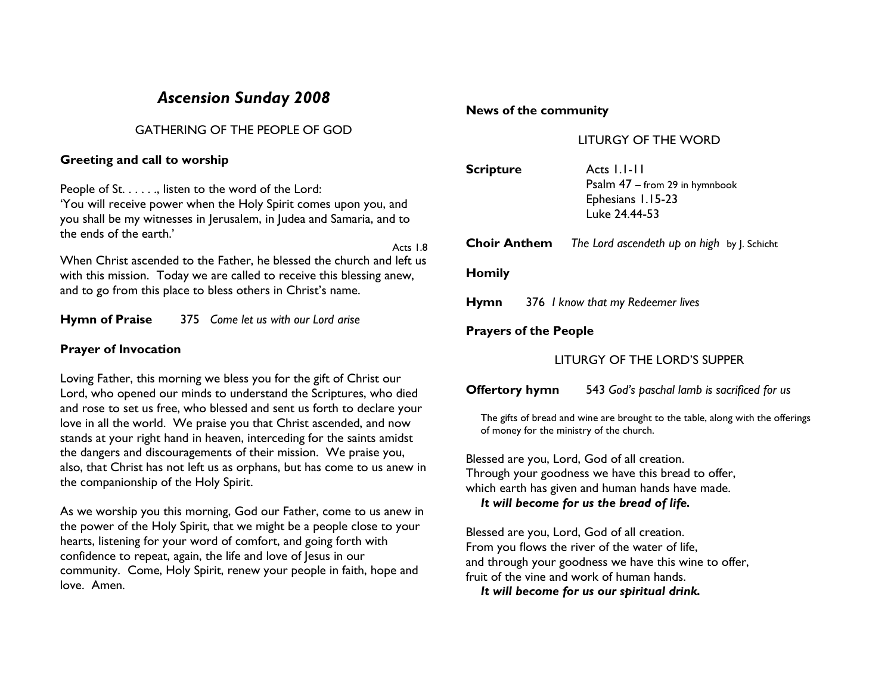# *Ascension Sunday 2008*

GATHERING OF THE PEOPLE OF GOD

**Greeting and call to worship**

People of St. . . . . ., listen to the word of the Lord:
'You will receive power when the Holy Spirit comes upon you, and you shall be my witnesses in Jerusalem, in Judea and Samaria, and to the ends of the earth.'

Acts 1.8

When Christ ascended to the Father, he blessed the church and left us with this mission. Today we are called to receive this blessing anew, and to go from this place to bless others in Christ's name.

**Hymn of Praise** 375 *Come let us with our Lord arise*

**Prayer of Invocation**

Loving Father, this morning we bless you for the gift of Christ our Lord, who opened our minds to understand the Scriptures, who died and rose to set us free, who blessed and sent us forth to declare your love in all the world. We praise you that Christ ascended, and now stands at your right hand in heaven, interceding for the saints amidst the dangers and discouragements of their mission. We praise you, also, that Christ has not left us as orphans, but has come to us anew in the companionship of the Holy Spirit.

As we worship you this morning, God our Father, come to us anew in the power of the Holy Spirit, that we might be a people close to your hearts, listening for your word of comfort, and going forth with confidence to repeat, again, the life and love of Jesus in our community. Come, Holy Spirit, renew your people in faith, hope and love. Amen.

**News of the community**

LITURGY OF THE WORD

**Scripture** Acts 1.1-11
Psalm 47 – from 29 in hymnbook
Ephesians 1.15-23
Luke 24.44-53

**Choir Anthem** *The Lord ascendeth up on high* by J. Schicht

**Homily**

**Hymn** 376 *I know that my Redeemer lives*

**Prayers of the People**

LITURGY OF THE LORD'S SUPPER

**Offertory hymn** 543 *God's paschal lamb is sacrificed for us*

The gifts of bread and wine are brought to the table, along with the offerings of money for the ministry of the church.

Blessed are you, Lord, God of all creation.
Through your goodness we have this bread to offer,
which earth has given and human hands have made.
***It will become for us the bread of life.***

Blessed are you, Lord, God of all creation.
From you flows the river of the water of life,
and through your goodness we have this wine to offer,
fruit of the vine and work of human hands.
***It will become for us our spiritual drink.***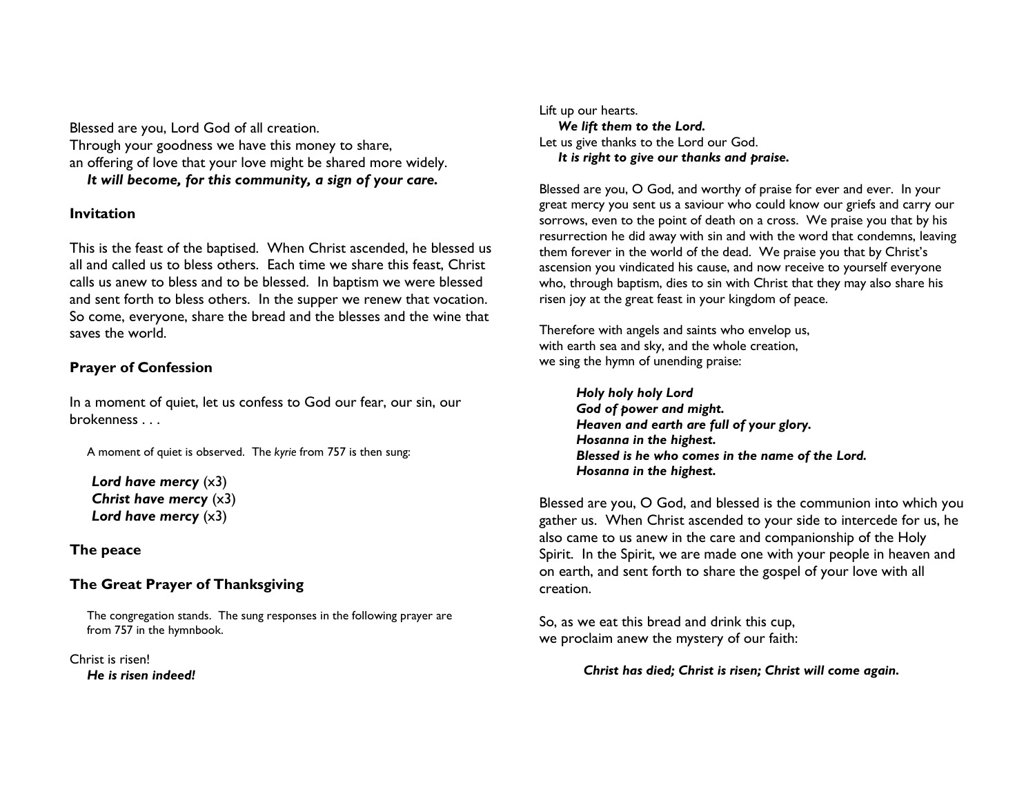Blessed are you, Lord God of all creation.
Through your goodness we have this money to share,
an offering of love that your love might be shared more widely.
***It will become, for this community, a sign of your care.***

### Invitation

This is the feast of the baptised. When Christ ascended, he blessed us all and called us to bless others. Each time we share this feast, Christ calls us anew to bless and to be blessed. In baptism we were blessed and sent forth to bless others. In the supper we renew that vocation. So come, everyone, share the bread and the blesses and the wine that saves the world.

### Prayer of Confession

In a moment of quiet, let us confess to God our fear, our sin, our brokenness . . .

A moment of quiet is observed. The *kyrie* from 757 is then sung:

***Lord have mercy*** (x3)
***Christ have mercy*** (x3)
***Lord have mercy*** (x3)

### The peace

### The Great Prayer of Thanksgiving

The congregation stands. The sung responses in the following prayer are from 757 in the hymnbook.

Christ is risen!
***He is risen indeed!***

Lift up our hearts.
***We lift them to the Lord.***
Let us give thanks to the Lord our God.
***It is right to give our thanks and praise.***

Blessed are you, O God, and worthy of praise for ever and ever. In your great mercy you sent us a saviour who could know our griefs and carry our sorrows, even to the point of death on a cross. We praise you that by his resurrection he did away with sin and with the word that condemns, leaving them forever in the world of the dead. We praise you that by Christ's ascension you vindicated his cause, and now receive to yourself everyone who, through baptism, dies to sin with Christ that they may also share his risen joy at the great feast in your kingdom of peace.

Therefore with angels and saints who envelop us,
with earth sea and sky, and the whole creation,
we sing the hymn of unending praise:

***Holy holy holy Lord***
***God of power and might.***
***Heaven and earth are full of your glory.***
***Hosanna in the highest.***
***Blessed is he who comes in the name of the Lord.***
***Hosanna in the highest.***

Blessed are you, O God, and blessed is the communion into which you gather us. When Christ ascended to your side to intercede for us, he also came to us anew in the care and companionship of the Holy Spirit. In the Spirit, we are made one with your people in heaven and on earth, and sent forth to share the gospel of your love with all creation.

So, as we eat this bread and drink this cup,
we proclaim anew the mystery of our faith:

***Christ has died; Christ is risen; Christ will come again.***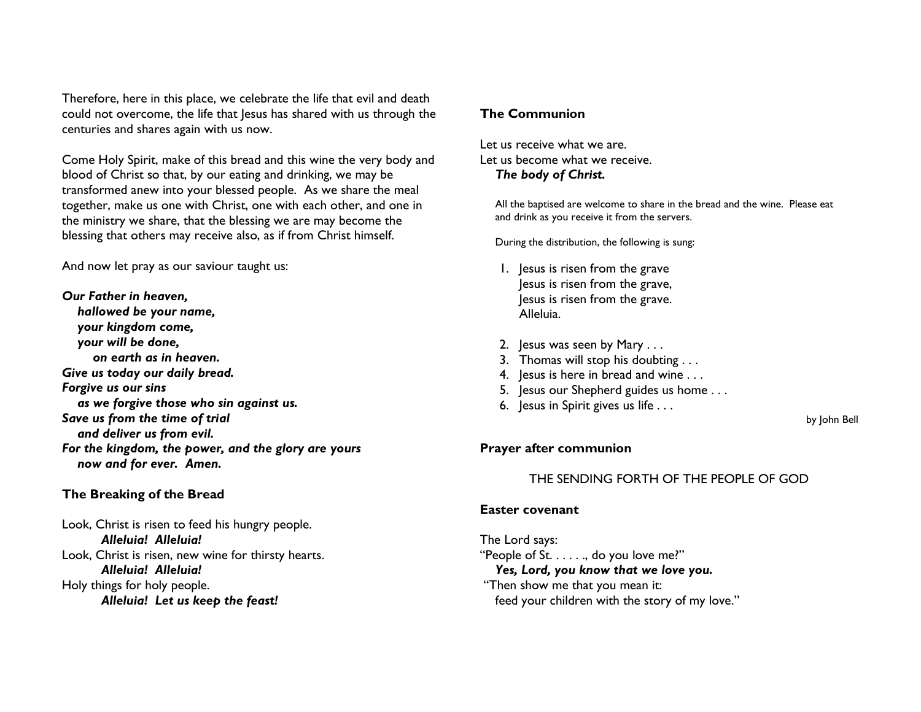Therefore, here in this place, we celebrate the life that evil and death could not overcome, the life that Jesus has shared with us through the centuries and shares again with us now.

Come Holy Spirit, make of this bread and this wine the very body and blood of Christ so that, by our eating and drinking, we may be transformed anew into your blessed people. As we share the meal together, make us one with Christ, one with each other, and one in the ministry we share, that the blessing we are may become the blessing that others may receive also, as if from Christ himself.

And now let pray as our saviour taught us:

***Our Father in heaven,***
***hallowed be your name,***
***your kingdom come,***
***your will be done,***
***on earth as in heaven.***
***Give us today our daily bread.***
***Forgive us our sins***
***as we forgive those who sin against us.***
***Save us from the time of trial***
***and deliver us from evil.***
***For the kingdom, the power, and the glory are yours***
***now and for ever. Amen.***

### The Breaking of the Bread

Look, Christ is risen to feed his hungry people.
***Alleluia! Alleluia!***
Look, Christ is risen, new wine for thirsty hearts.
***Alleluia! Alleluia!***
Holy things for holy people.
***Alleluia! Let us keep the feast!***

### The Communion

Let us receive what we are.
Let us become what we receive.
***The body of Christ.***

All the baptised are welcome to share in the bread and the wine. Please eat and drink as you receive it from the servers.

During the distribution, the following is sung:

1. Jesus is risen from the grave
   Jesus is risen from the grave,
   Jesus is risen from the grave.
   Alleluia.
2. Jesus was seen by Mary . . .
3. Thomas will stop his doubting . . .
4. Jesus is here in bread and wine . . .
5. Jesus our Shepherd guides us home . . .
6. Jesus in Spirit gives us life . . .

by John Bell

### Prayer after communion

## THE SENDING FORTH OF THE PEOPLE OF GOD

### Easter covenant

The Lord says:
"People of St. . . . . ., do you love me?"
***Yes, Lord, you know that we love you.***
"Then show me that you mean it:
feed your children with the story of my love."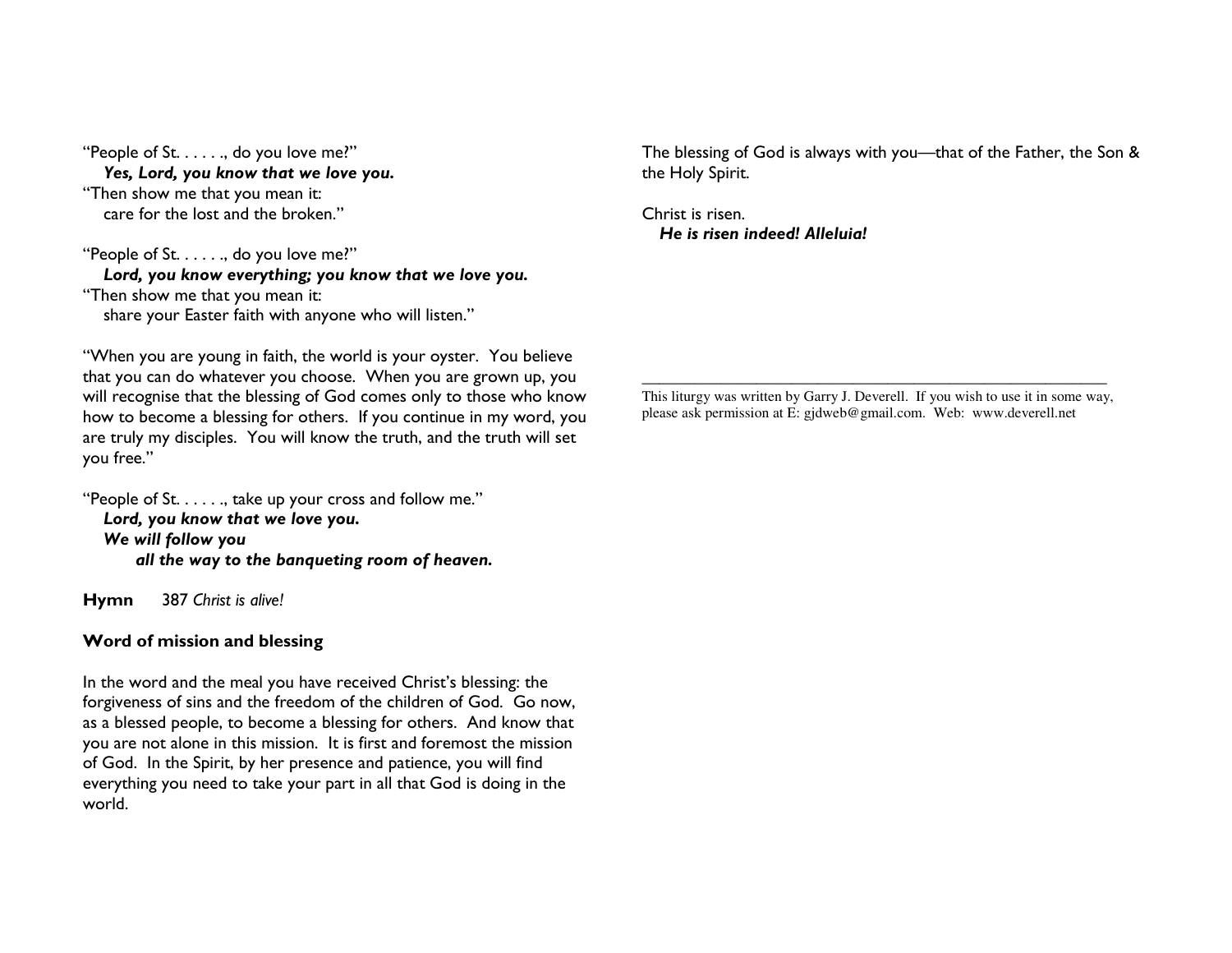"People of St. . . . . ., do you love me?"
   ***Yes, Lord, you know that we love you.***
"Then show me that you mean it:
   care for the lost and the broken."

"People of St. . . . . ., do you love me?"
   ***Lord, you know everything; you know that we love you.***
"Then show me that you mean it:
   share your Easter faith with anyone who will listen."

"When you are young in faith, the world is your oyster. You believe that you can do whatever you choose. When you are grown up, you will recognise that the blessing of God comes only to those who know how to become a blessing for others. If you continue in my word, you are truly my disciples. You will know the truth, and the truth will set you free."

"People of St. . . . . ., take up your cross and follow me."
   ***Lord, you know that we love you.***
   ***We will follow you***
      ***all the way to the banqueting room of heaven.***

**Hymn** 387 *Christ is alive!*

**Word of mission and blessing**

In the word and the meal you have received Christ's blessing: the forgiveness of sins and the freedom of the children of God. Go now, as a blessed people, to become a blessing for others. And know that you are not alone in this mission. It is first and foremost the mission of God. In the Spirit, by her presence and patience, you will find everything you need to take your part in all that God is doing in the world.

The blessing of God is always with you—that of the Father, the Son & the Holy Spirit.

Christ is risen.
   ***He is risen indeed! Alleluia!***

---

This liturgy was written by Garry J. Deverell. If you wish to use it in some way, please ask permission at E: gjdweb@gmail.com. Web: www.deverell.net